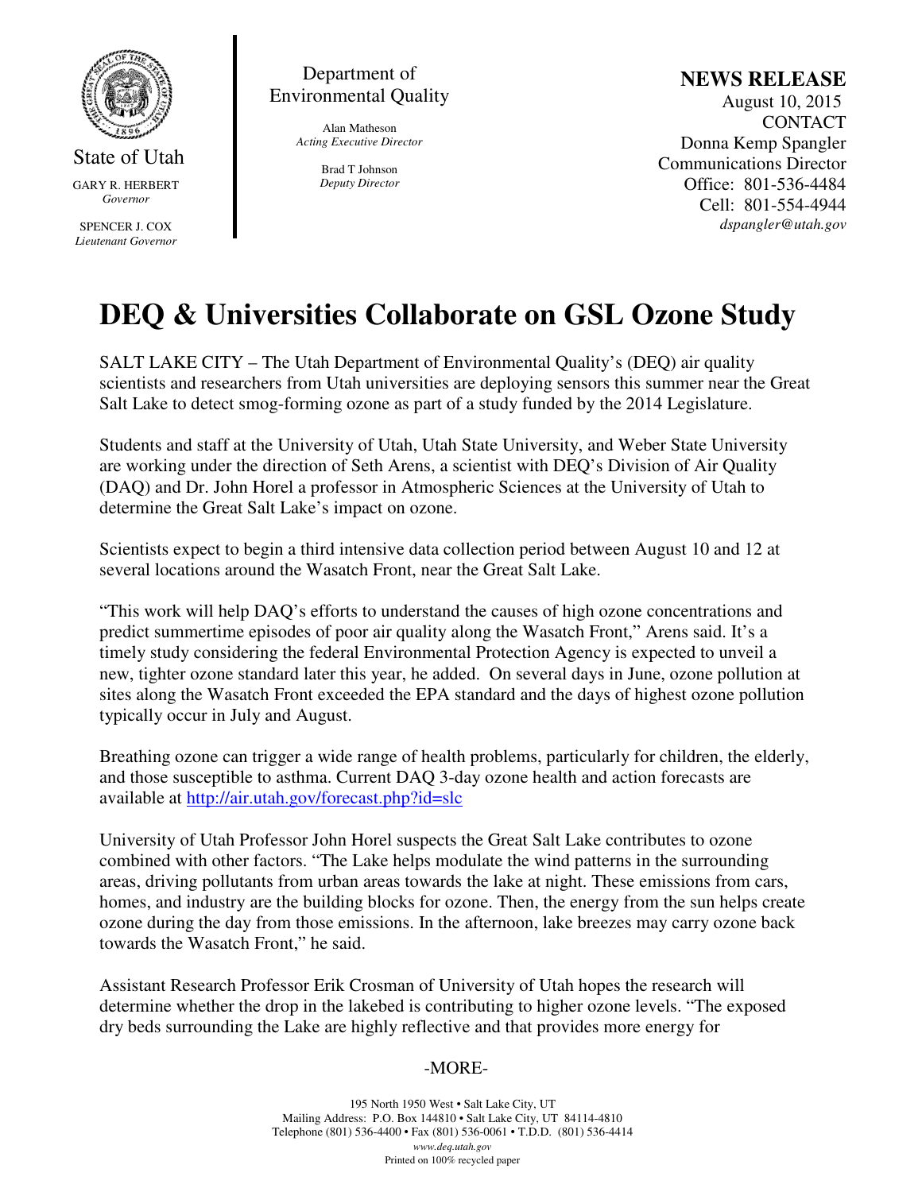State of Utah

GARY R. HERBERT
*Governor*

SPENCER J. COX
*Lieutenant Governor*

Department of Environmental Quality

Alan Matheson
*Acting Executive Director*

Brad T Johnson
*Deputy Director*

**NEWS RELEASE**
August 10, 2015
CONTACT
Donna Kemp Spangler
Communications Director
Office: 801-536-4484
Cell: 801-554-4944
*dspangler@utah.gov*

# DEQ & Universities Collaborate on GSL Ozone Study

SALT LAKE CITY – The Utah Department of Environmental Quality's (DEQ) air quality scientists and researchers from Utah universities are deploying sensors this summer near the Great Salt Lake to detect smog-forming ozone as part of a study funded by the 2014 Legislature.

Students and staff at the University of Utah, Utah State University, and Weber State University are working under the direction of Seth Arens, a scientist with DEQ's Division of Air Quality (DAQ) and Dr. John Horel a professor in Atmospheric Sciences at the University of Utah to determine the Great Salt Lake's impact on ozone.

Scientists expect to begin a third intensive data collection period between August 10 and 12 at several locations around the Wasatch Front, near the Great Salt Lake.

"This work will help DAQ's efforts to understand the causes of high ozone concentrations and predict summertime episodes of poor air quality along the Wasatch Front," Arens said. It's a timely study considering the federal Environmental Protection Agency is expected to unveil a new, tighter ozone standard later this year, he added. On several days in June, ozone pollution at sites along the Wasatch Front exceeded the EPA standard and the days of highest ozone pollution typically occur in July and August.

Breathing ozone can trigger a wide range of health problems, particularly for children, the elderly, and those susceptible to asthma. Current DAQ 3-day ozone health and action forecasts are available at http://air.utah.gov/forecast.php?id=slc

University of Utah Professor John Horel suspects the Great Salt Lake contributes to ozone combined with other factors. "The Lake helps modulate the wind patterns in the surrounding areas, driving pollutants from urban areas towards the lake at night. These emissions from cars, homes, and industry are the building blocks for ozone. Then, the energy from the sun helps create ozone during the day from those emissions. In the afternoon, lake breezes may carry ozone back towards the Wasatch Front," he said.

Assistant Research Professor Erik Crosman of University of Utah hopes the research will determine whether the drop in the lakebed is contributing to higher ozone levels. "The exposed dry beds surrounding the Lake are highly reflective and that provides more energy for

-MORE-

195 North 1950 West • Salt Lake City, UT
Mailing Address: P.O. Box 144810 • Salt Lake City, UT 84114-4810
Telephone (801) 536-4400 • Fax (801) 536-0061 • T.D.D. (801) 536-4414
*www.deq.utah.gov*
Printed on 100% recycled paper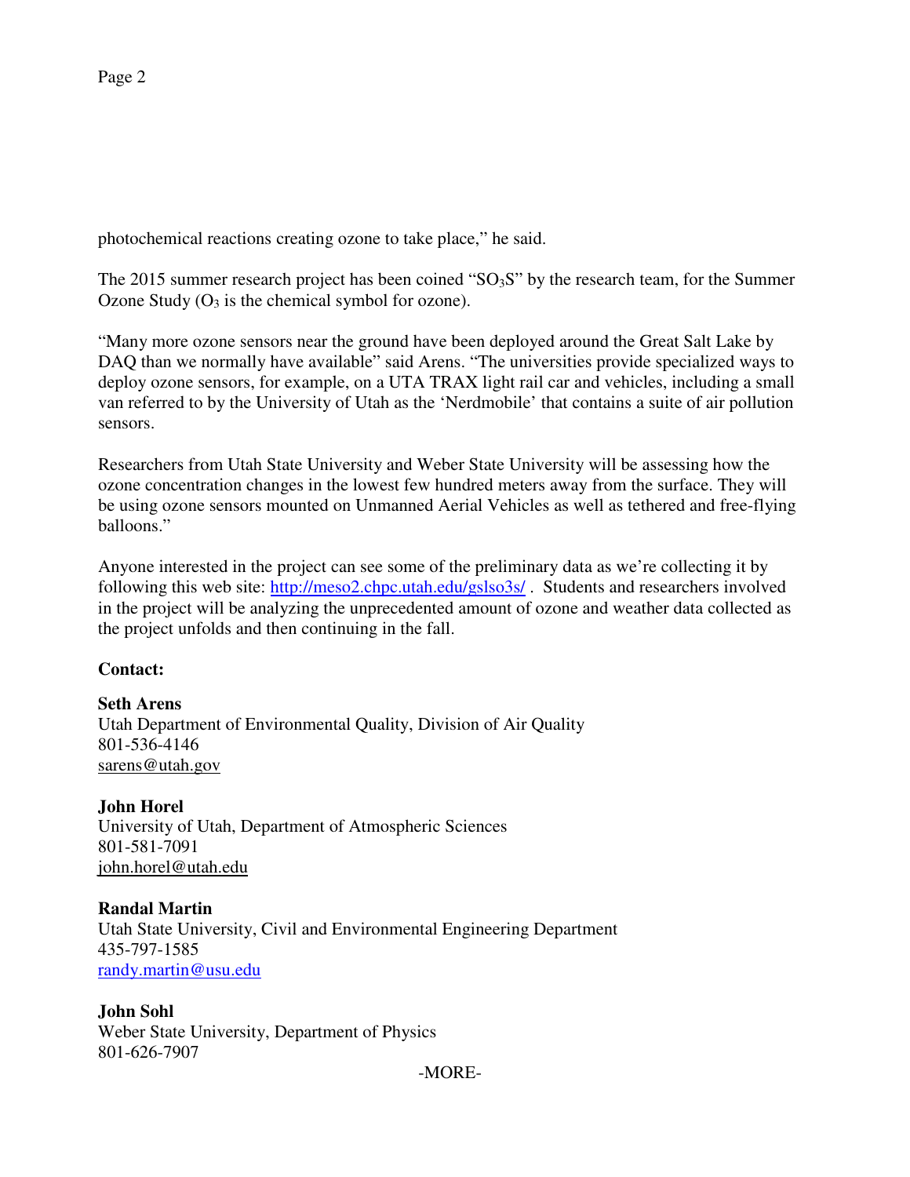photochemical reactions creating ozone to take place," he said.

The 2015 summer research project has been coined "$SO_3S$" by the research team, for the Summer Ozone Study ($O_3$ is the chemical symbol for ozone).

"Many more ozone sensors near the ground have been deployed around the Great Salt Lake by DAQ than we normally have available" said Arens. "The universities provide specialized ways to deploy ozone sensors, for example, on a UTA TRAX light rail car and vehicles, including a small van referred to by the University of Utah as the 'Nerdmobile' that contains a suite of air pollution sensors.

Researchers from Utah State University and Weber State University will be assessing how the ozone concentration changes in the lowest few hundred meters away from the surface. They will be using ozone sensors mounted on Unmanned Aerial Vehicles as well as tethered and free-flying balloons."

Anyone interested in the project can see some of the preliminary data as we're collecting it by following this web site: http://meso2.chpc.utah.edu/gslso3s/ . Students and researchers involved in the project will be analyzing the unprecedented amount of ozone and weather data collected as the project unfolds and then continuing in the fall.

**Contact:**

**Seth Arens**
Utah Department of Environmental Quality, Division of Air Quality
801-536-4146
sarens@utah.gov

**John Horel**
University of Utah, Department of Atmospheric Sciences
801-581-7091
john.horel@utah.edu

**Randal Martin**
Utah State University, Civil and Environmental Engineering Department
435-797-1585
randy.martin@usu.edu

**John Sohl**
Weber State University, Department of Physics
801-626-7907

-MORE-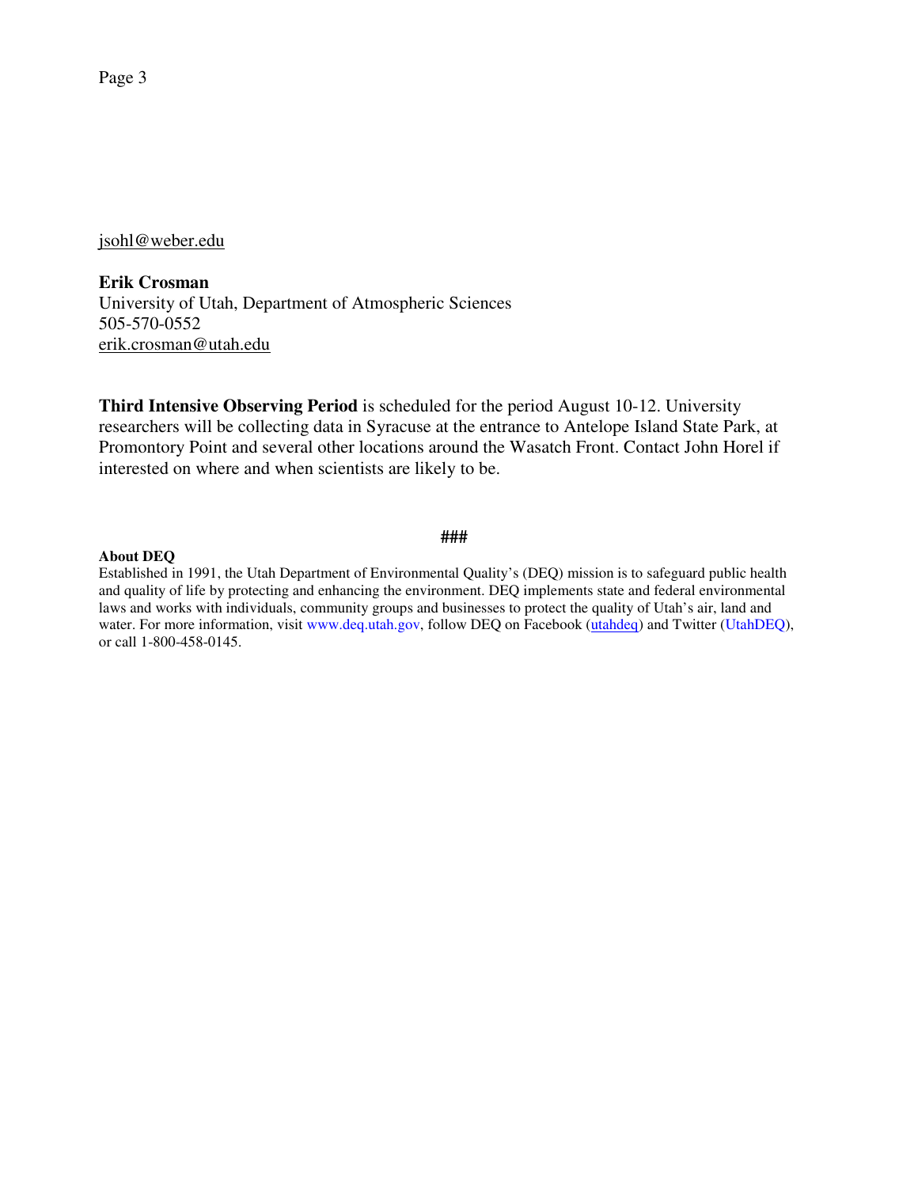jsohl@weber.edu

**Erik Crosman**
University of Utah, Department of Atmospheric Sciences
505-570-0552
erik.crosman@utah.edu

**Third Intensive Observing Period** is scheduled for the period August 10-12. University researchers will be collecting data in Syracuse at the entrance to Antelope Island State Park, at Promontory Point and several other locations around the Wasatch Front. Contact John Horel if interested on where and when scientists are likely to be.

###

**About DEQ**
Established in 1991, the Utah Department of Environmental Quality's (DEQ) mission is to safeguard public health and quality of life by protecting and enhancing the environment. DEQ implements state and federal environmental laws and works with individuals, community groups and businesses to protect the quality of Utah's air, land and water. For more information, visit www.deq.utah.gov, follow DEQ on Facebook (utahdeq) and Twitter (UtahDEQ), or call 1-800-458-0145.